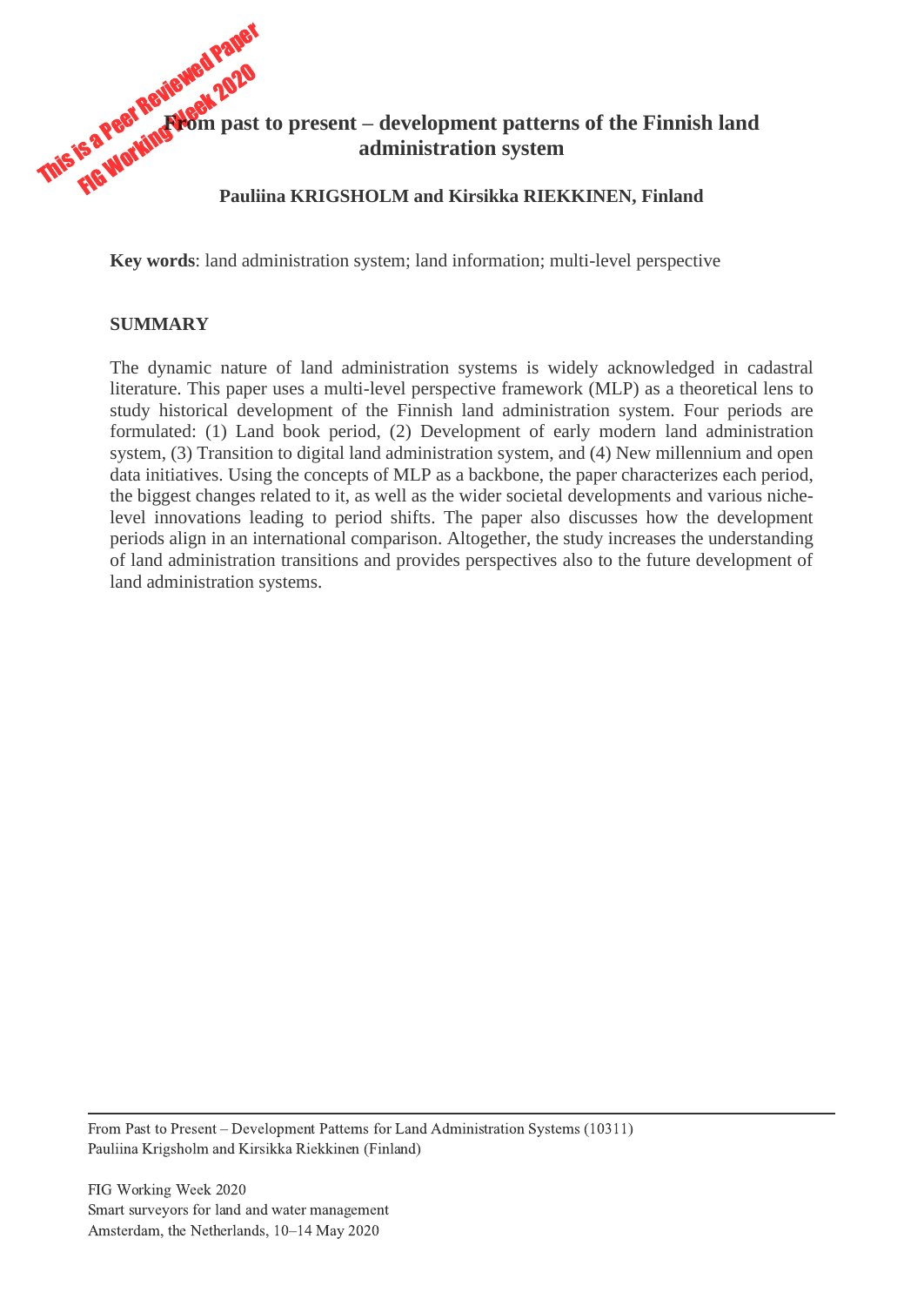This is a Peer Reviewed Paper
FIG Working Week 2020

# From past to present – development patterns of the Finnish land administration system

**Pauliina KRIGSHOLM and Kirsikka RIEKKINEN, Finland**

**Key words**: land administration system; land information; multi-level perspective

## SUMMARY

The dynamic nature of land administration systems is widely acknowledged in cadastral literature. This paper uses a multi-level perspective framework (MLP) as a theoretical lens to study historical development of the Finnish land administration system. Four periods are formulated: (1) Land book period, (2) Development of early modern land administration system, (3) Transition to digital land administration system, and (4) New millennium and open data initiatives. Using the concepts of MLP as a backbone, the paper characterizes each period, the biggest changes related to it, as well as the wider societal developments and various niche-level innovations leading to period shifts. The paper also discusses how the development periods align in an international comparison. Altogether, the study increases the understanding of land administration transitions and provides perspectives also to the future development of land administration systems.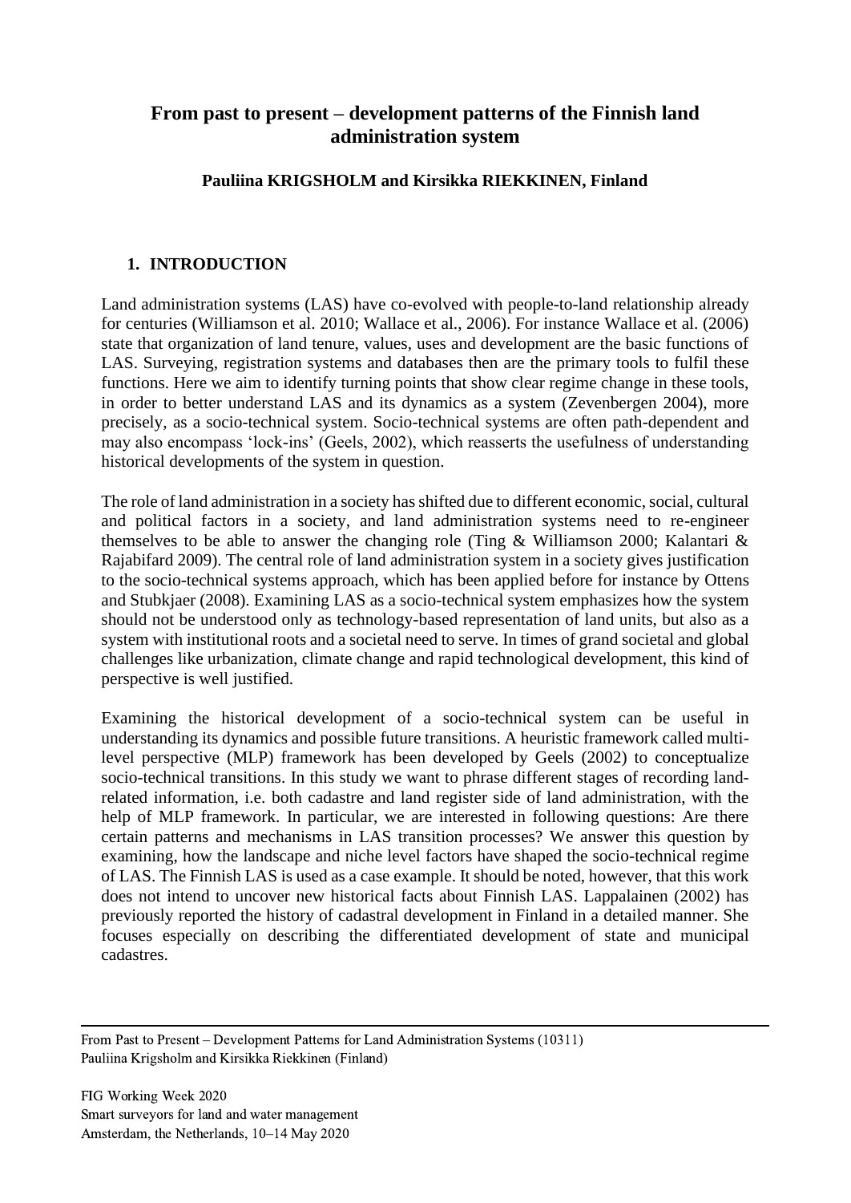# From past to present – development patterns of the Finnish land administration system

**Pauliina KRIGSHOLM and Kirsikka RIEKKINEN, Finland**

## 1. INTRODUCTION

Land administration systems (LAS) have co-evolved with people-to-land relationship already for centuries (Williamson et al. 2010; Wallace et al., 2006). For instance Wallace et al. (2006) state that organization of land tenure, values, uses and development are the basic functions of LAS. Surveying, registration systems and databases then are the primary tools to fulfil these functions. Here we aim to identify turning points that show clear regime change in these tools, in order to better understand LAS and its dynamics as a system (Zevenbergen 2004), more precisely, as a socio-technical system. Socio-technical systems are often path-dependent and may also encompass 'lock-ins' (Geels, 2002), which reasserts the usefulness of understanding historical developments of the system in question.

The role of land administration in a society has shifted due to different economic, social, cultural and political factors in a society, and land administration systems need to re-engineer themselves to be able to answer the changing role (Ting & Williamson 2000; Kalantari & Rajabifard 2009). The central role of land administration system in a society gives justification to the socio-technical systems approach, which has been applied before for instance by Ottens and Stubkjaer (2008). Examining LAS as a socio-technical system emphasizes how the system should not be understood only as technology-based representation of land units, but also as a system with institutional roots and a societal need to serve. In times of grand societal and global challenges like urbanization, climate change and rapid technological development, this kind of perspective is well justified.

Examining the historical development of a socio-technical system can be useful in understanding its dynamics and possible future transitions. A heuristic framework called multi-level perspective (MLP) framework has been developed by Geels (2002) to conceptualize socio-technical transitions. In this study we want to phrase different stages of recording land-related information, i.e. both cadastre and land register side of land administration, with the help of MLP framework. In particular, we are interested in following questions: Are there certain patterns and mechanisms in LAS transition processes? We answer this question by examining, how the landscape and niche level factors have shaped the socio-technical regime of LAS. The Finnish LAS is used as a case example. It should be noted, however, that this work does not intend to uncover new historical facts about Finnish LAS. Lappalainen (2002) has previously reported the history of cadastral development in Finland in a detailed manner. She focuses especially on describing the differentiated development of state and municipal cadastres.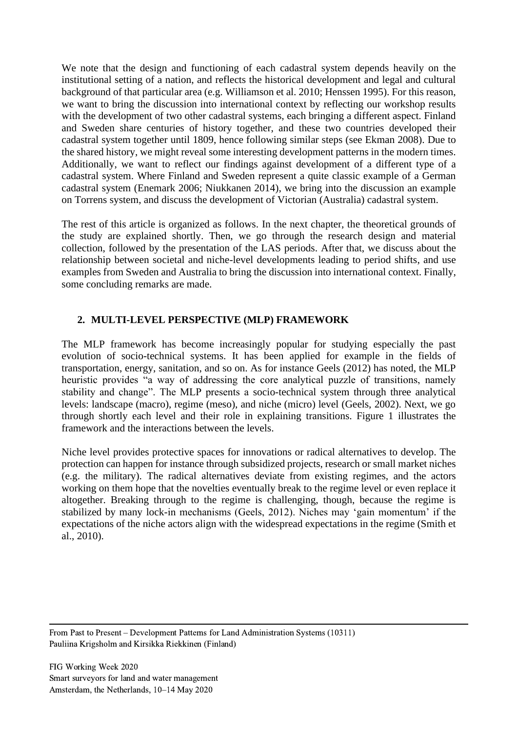We note that the design and functioning of each cadastral system depends heavily on the institutional setting of a nation, and reflects the historical development and legal and cultural background of that particular area (e.g. Williamson et al. 2010; Henssen 1995). For this reason, we want to bring the discussion into international context by reflecting our workshop results with the development of two other cadastral systems, each bringing a different aspect. Finland and Sweden share centuries of history together, and these two countries developed their cadastral system together until 1809, hence following similar steps (see Ekman 2008). Due to the shared history, we might reveal some interesting development patterns in the modern times. Additionally, we want to reflect our findings against development of a different type of a cadastral system. Where Finland and Sweden represent a quite classic example of a German cadastral system (Enemark 2006; Niukkanen 2014), we bring into the discussion an example on Torrens system, and discuss the development of Victorian (Australia) cadastral system.

The rest of this article is organized as follows. In the next chapter, the theoretical grounds of the study are explained shortly. Then, we go through the research design and material collection, followed by the presentation of the LAS periods. After that, we discuss about the relationship between societal and niche-level developments leading to period shifts, and use examples from Sweden and Australia to bring the discussion into international context. Finally, some concluding remarks are made.

## 2. MULTI-LEVEL PERSPECTIVE (MLP) FRAMEWORK

The MLP framework has become increasingly popular for studying especially the past evolution of socio-technical systems. It has been applied for example in the fields of transportation, energy, sanitation, and so on. As for instance Geels (2012) has noted, the MLP heuristic provides "a way of addressing the core analytical puzzle of transitions, namely stability and change". The MLP presents a socio-technical system through three analytical levels: landscape (macro), regime (meso), and niche (micro) level (Geels, 2002). Next, we go through shortly each level and their role in explaining transitions. Figure 1 illustrates the framework and the interactions between the levels.

Niche level provides protective spaces for innovations or radical alternatives to develop. The protection can happen for instance through subsidized projects, research or small market niches (e.g. the military). The radical alternatives deviate from existing regimes, and the actors working on them hope that the novelties eventually break to the regime level or even replace it altogether. Breaking through to the regime is challenging, though, because the regime is stabilized by many lock-in mechanisms (Geels, 2012). Niches may 'gain momentum' if the expectations of the niche actors align with the widespread expectations in the regime (Smith et al., 2010).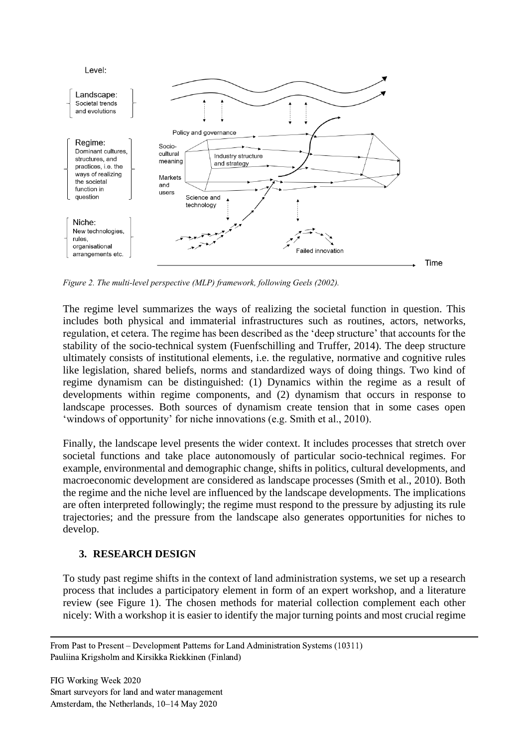*Figure 2. The multi-level perspective (MLP) framework, following Geels (2002).*

The regime level summarizes the ways of realizing the societal function in question. This includes both physical and immaterial infrastructures such as routines, actors, networks, regulation, et cetera. The regime has been described as the 'deep structure' that accounts for the stability of the socio-technical system (Fuenfschilling and Truffer, 2014). The deep structure ultimately consists of institutional elements, i.e. the regulative, normative and cognitive rules like legislation, shared beliefs, norms and standardized ways of doing things. Two kind of regime dynamism can be distinguished: (1) Dynamics within the regime as a result of developments within regime components, and (2) dynamism that occurs in response to landscape processes. Both sources of dynamism create tension that in some cases open 'windows of opportunity' for niche innovations (e.g. Smith et al., 2010).

Finally, the landscape level presents the wider context. It includes processes that stretch over societal functions and take place autonomously of particular socio-technical regimes. For example, environmental and demographic change, shifts in politics, cultural developments, and macroeconomic development are considered as landscape processes (Smith et al., 2010). Both the regime and the niche level are influenced by the landscape developments. The implications are often interpreted followingly; the regime must respond to the pressure by adjusting its rule trajectories; and the pressure from the landscape also generates opportunities for niches to develop.

## 3. RESEARCH DESIGN

To study past regime shifts in the context of land administration systems, we set up a research process that includes a participatory element in form of an expert workshop, and a literature review (see Figure 1). The chosen methods for material collection complement each other nicely: With a workshop it is easier to identify the major turning points and most crucial regime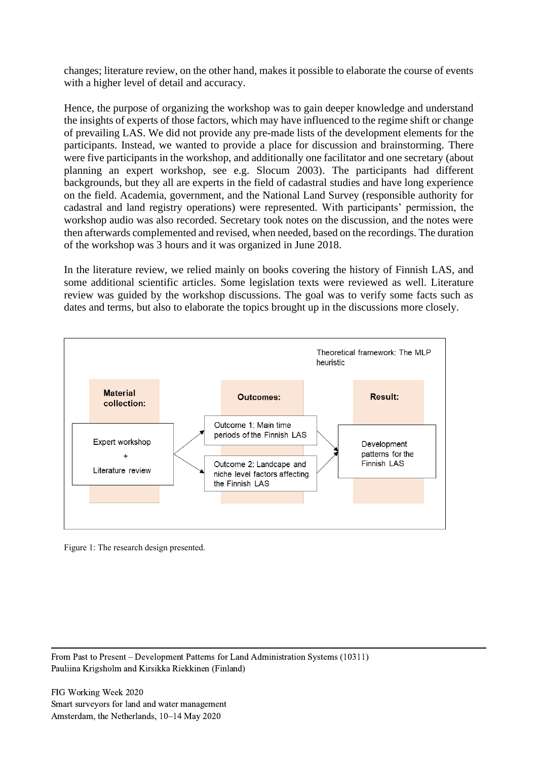changes; literature review, on the other hand, makes it possible to elaborate the course of events with a higher level of detail and accuracy.

Hence, the purpose of organizing the workshop was to gain deeper knowledge and understand the insights of experts of those factors, which may have influenced to the regime shift or change of prevailing LAS. We did not provide any pre-made lists of the development elements for the participants. Instead, we wanted to provide a place for discussion and brainstorming. There were five participants in the workshop, and additionally one facilitator and one secretary (about planning an expert workshop, see e.g. Slocum 2003). The participants had different backgrounds, but they all are experts in the field of cadastral studies and have long experience on the field. Academia, government, and the National Land Survey (responsible authority for cadastral and land registry operations) were represented. With participants' permission, the workshop audio was also recorded. Secretary took notes on the discussion, and the notes were then afterwards complemented and revised, when needed, based on the recordings. The duration of the workshop was 3 hours and it was organized in June 2018.

In the literature review, we relied mainly on books covering the history of Finnish LAS, and some additional scientific articles. Some legislation texts were reviewed as well. Literature review was guided by the workshop discussions. The goal was to verify some facts such as dates and terms, but also to elaborate the topics brought up in the discussions more closely.

Theoretical framework: The MLP heuristic

**Material collection:** Expert workshop + Literature review

**Outcomes:** Outcome 1: Main time periods of the Finnish LAS; Outcome 2: Landcape and niche level factors affecting the Finnish LAS

**Result:** Development patterns for the Finnish LAS

Figure 1: The research design presented.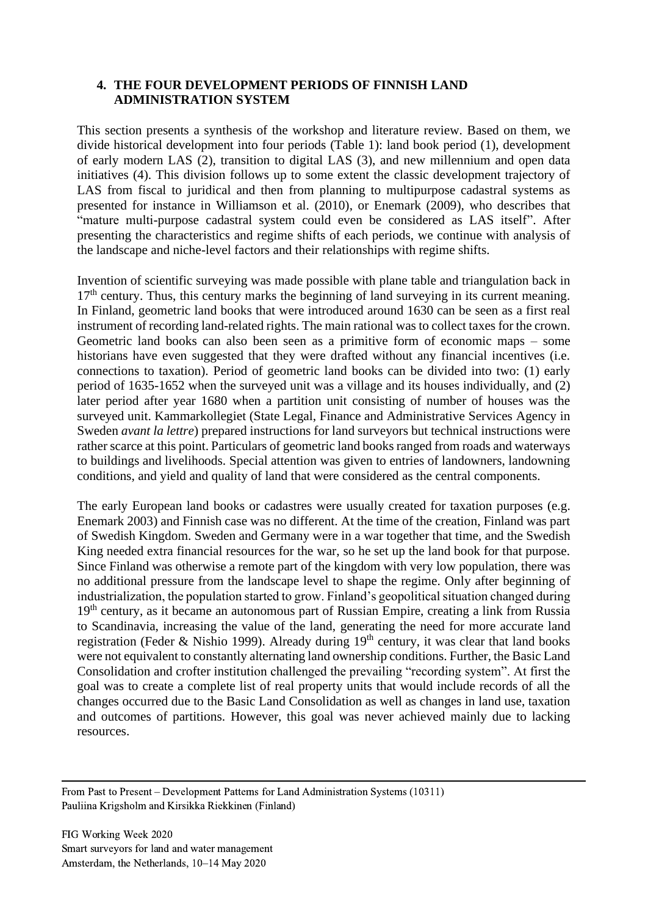## 4. THE FOUR DEVELOPMENT PERIODS OF FINNISH LAND ADMINISTRATION SYSTEM

This section presents a synthesis of the workshop and literature review. Based on them, we divide historical development into four periods (Table 1): land book period (1), development of early modern LAS (2), transition to digital LAS (3), and new millennium and open data initiatives (4). This division follows up to some extent the classic development trajectory of LAS from fiscal to juridical and then from planning to multipurpose cadastral systems as presented for instance in Williamson et al. (2010), or Enemark (2009), who describes that "mature multi-purpose cadastral system could even be considered as LAS itself". After presenting the characteristics and regime shifts of each periods, we continue with analysis of the landscape and niche-level factors and their relationships with regime shifts.

Invention of scientific surveying was made possible with plane table and triangulation back in 17th century. Thus, this century marks the beginning of land surveying in its current meaning. In Finland, geometric land books that were introduced around 1630 can be seen as a first real instrument of recording land-related rights. The main rational was to collect taxes for the crown. Geometric land books can also been seen as a primitive form of economic maps – some historians have even suggested that they were drafted without any financial incentives (i.e. connections to taxation). Period of geometric land books can be divided into two: (1) early period of 1635-1652 when the surveyed unit was a village and its houses individually, and (2) later period after year 1680 when a partition unit consisting of number of houses was the surveyed unit. Kammarkollegiet (State Legal, Finance and Administrative Services Agency in Sweden *avant la lettre*) prepared instructions for land surveyors but technical instructions were rather scarce at this point. Particulars of geometric land books ranged from roads and waterways to buildings and livelihoods. Special attention was given to entries of landowners, landowning conditions, and yield and quality of land that were considered as the central components.

The early European land books or cadastres were usually created for taxation purposes (e.g. Enemark 2003) and Finnish case was no different. At the time of the creation, Finland was part of Swedish Kingdom. Sweden and Germany were in a war together that time, and the Swedish King needed extra financial resources for the war, so he set up the land book for that purpose. Since Finland was otherwise a remote part of the kingdom with very low population, there was no additional pressure from the landscape level to shape the regime. Only after beginning of industrialization, the population started to grow. Finland's geopolitical situation changed during 19th century, as it became an autonomous part of Russian Empire, creating a link from Russia to Scandinavia, increasing the value of the land, generating the need for more accurate land registration (Feder & Nishio 1999). Already during 19th century, it was clear that land books were not equivalent to constantly alternating land ownership conditions. Further, the Basic Land Consolidation and crofter institution challenged the prevailing "recording system". At first the goal was to create a complete list of real property units that would include records of all the changes occurred due to the Basic Land Consolidation as well as changes in land use, taxation and outcomes of partitions. However, this goal was never achieved mainly due to lacking resources.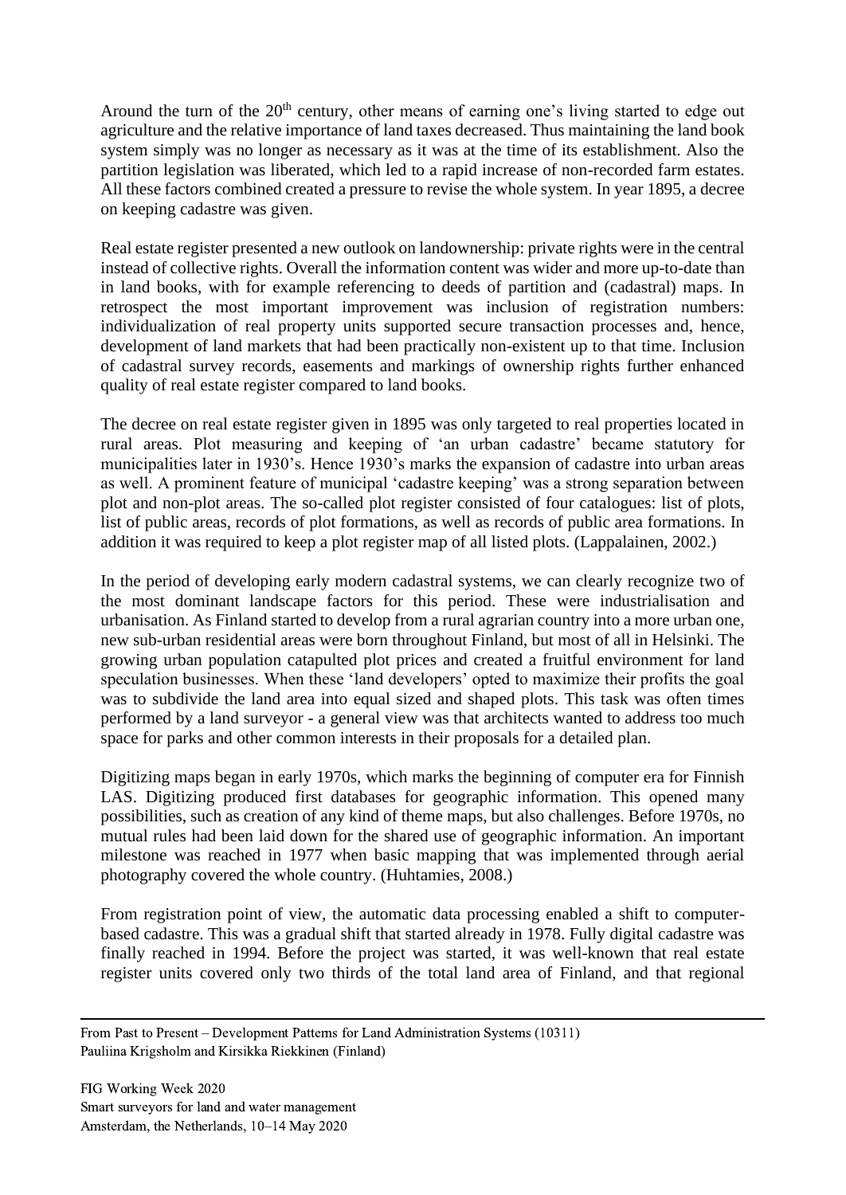Around the turn of the 20th century, other means of earning one's living started to edge out agriculture and the relative importance of land taxes decreased. Thus maintaining the land book system simply was no longer as necessary as it was at the time of its establishment. Also the partition legislation was liberated, which led to a rapid increase of non-recorded farm estates. All these factors combined created a pressure to revise the whole system. In year 1895, a decree on keeping cadastre was given.

Real estate register presented a new outlook on landownership: private rights were in the central instead of collective rights. Overall the information content was wider and more up-to-date than in land books, with for example referencing to deeds of partition and (cadastral) maps. In retrospect the most important improvement was inclusion of registration numbers: individualization of real property units supported secure transaction processes and, hence, development of land markets that had been practically non-existent up to that time. Inclusion of cadastral survey records, easements and markings of ownership rights further enhanced quality of real estate register compared to land books.

The decree on real estate register given in 1895 was only targeted to real properties located in rural areas. Plot measuring and keeping of 'an urban cadastre' became statutory for municipalities later in 1930's. Hence 1930's marks the expansion of cadastre into urban areas as well. A prominent feature of municipal 'cadastre keeping' was a strong separation between plot and non-plot areas. The so-called plot register consisted of four catalogues: list of plots, list of public areas, records of plot formations, as well as records of public area formations. In addition it was required to keep a plot register map of all listed plots. (Lappalainen, 2002.)

In the period of developing early modern cadastral systems, we can clearly recognize two of the most dominant landscape factors for this period. These were industrialisation and urbanisation. As Finland started to develop from a rural agrarian country into a more urban one, new sub-urban residential areas were born throughout Finland, but most of all in Helsinki. The growing urban population catapulted plot prices and created a fruitful environment for land speculation businesses. When these 'land developers' opted to maximize their profits the goal was to subdivide the land area into equal sized and shaped plots. This task was often times performed by a land surveyor - a general view was that architects wanted to address too much space for parks and other common interests in their proposals for a detailed plan.

Digitizing maps began in early 1970s, which marks the beginning of computer era for Finnish LAS. Digitizing produced first databases for geographic information. This opened many possibilities, such as creation of any kind of theme maps, but also challenges. Before 1970s, no mutual rules had been laid down for the shared use of geographic information. An important milestone was reached in 1977 when basic mapping that was implemented through aerial photography covered the whole country. (Huhtamies, 2008.)

From registration point of view, the automatic data processing enabled a shift to computer-based cadastre. This was a gradual shift that started already in 1978. Fully digital cadastre was finally reached in 1994. Before the project was started, it was well-known that real estate register units covered only two thirds of the total land area of Finland, and that regional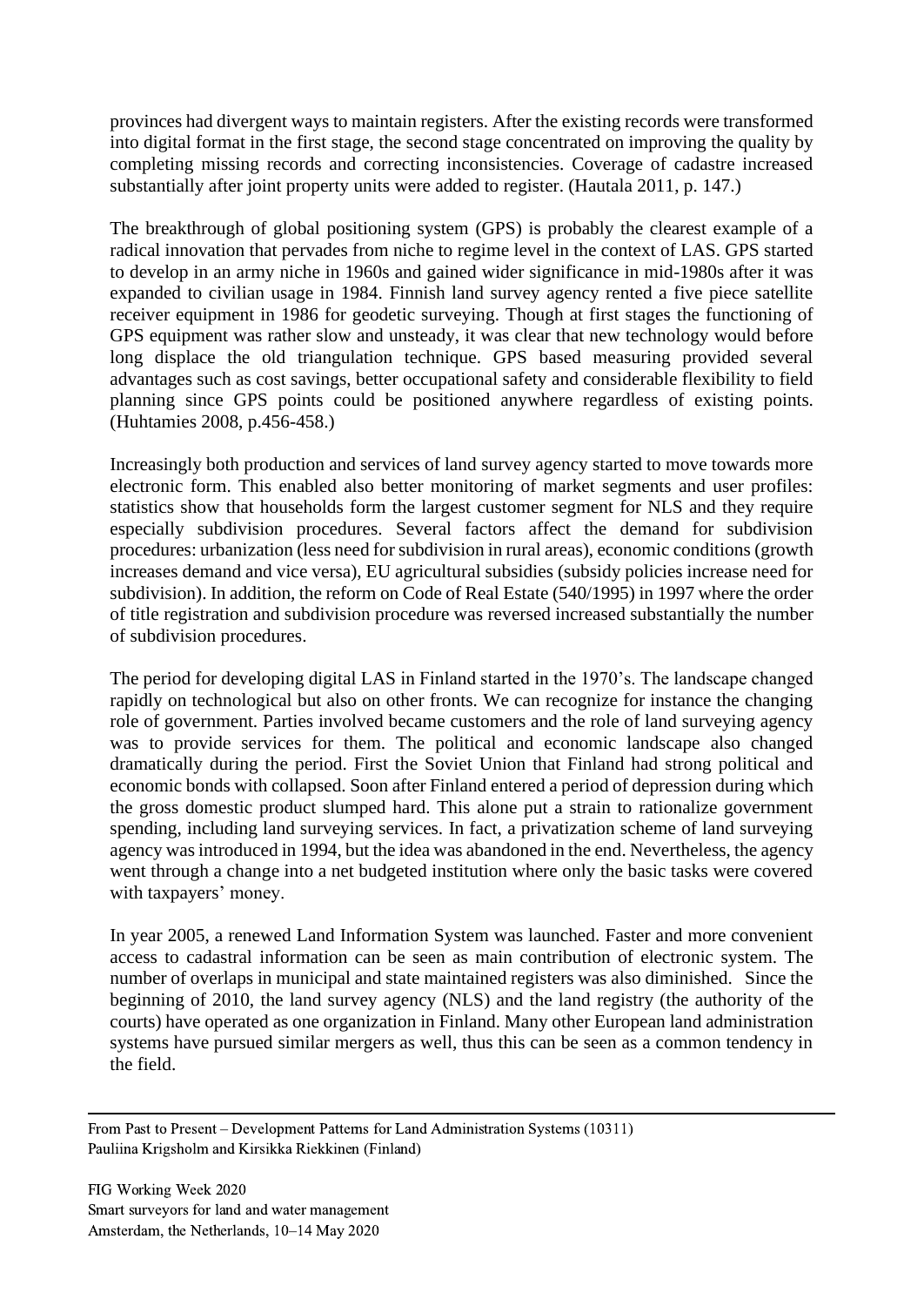provinces had divergent ways to maintain registers. After the existing records were transformed into digital format in the first stage, the second stage concentrated on improving the quality by completing missing records and correcting inconsistencies. Coverage of cadastre increased substantially after joint property units were added to register. (Hautala 2011, p. 147.)

The breakthrough of global positioning system (GPS) is probably the clearest example of a radical innovation that pervades from niche to regime level in the context of LAS. GPS started to develop in an army niche in 1960s and gained wider significance in mid-1980s after it was expanded to civilian usage in 1984. Finnish land survey agency rented a five piece satellite receiver equipment in 1986 for geodetic surveying. Though at first stages the functioning of GPS equipment was rather slow and unsteady, it was clear that new technology would before long displace the old triangulation technique. GPS based measuring provided several advantages such as cost savings, better occupational safety and considerable flexibility to field planning since GPS points could be positioned anywhere regardless of existing points. (Huhtamies 2008, p.456-458.)

Increasingly both production and services of land survey agency started to move towards more electronic form. This enabled also better monitoring of market segments and user profiles: statistics show that households form the largest customer segment for NLS and they require especially subdivision procedures. Several factors affect the demand for subdivision procedures: urbanization (less need for subdivision in rural areas), economic conditions (growth increases demand and vice versa), EU agricultural subsidies (subsidy policies increase need for subdivision). In addition, the reform on Code of Real Estate (540/1995) in 1997 where the order of title registration and subdivision procedure was reversed increased substantially the number of subdivision procedures.

The period for developing digital LAS in Finland started in the 1970's. The landscape changed rapidly on technological but also on other fronts. We can recognize for instance the changing role of government. Parties involved became customers and the role of land surveying agency was to provide services for them. The political and economic landscape also changed dramatically during the period. First the Soviet Union that Finland had strong political and economic bonds with collapsed. Soon after Finland entered a period of depression during which the gross domestic product slumped hard. This alone put a strain to rationalize government spending, including land surveying services. In fact, a privatization scheme of land surveying agency was introduced in 1994, but the idea was abandoned in the end. Nevertheless, the agency went through a change into a net budgeted institution where only the basic tasks were covered with taxpayers' money.

In year 2005, a renewed Land Information System was launched. Faster and more convenient access to cadastral information can be seen as main contribution of electronic system. The number of overlaps in municipal and state maintained registers was also diminished. Since the beginning of 2010, the land survey agency (NLS) and the land registry (the authority of the courts) have operated as one organization in Finland. Many other European land administration systems have pursued similar mergers as well, thus this can be seen as a common tendency in the field.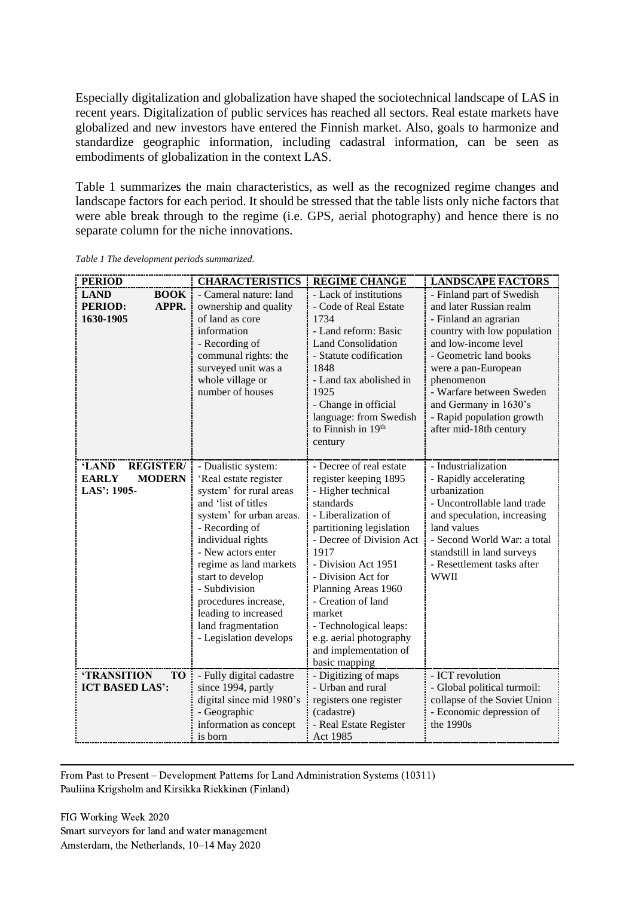Especially digitalization and globalization have shaped the sociotechnical landscape of LAS in recent years. Digitalization of public services has reached all sectors. Real estate markets have globalized and new investors have entered the Finnish market. Also, goals to harmonize and standardize geographic information, including cadastral information, can be seen as embodiments of globalization in the context LAS.

Table 1 summarizes the main characteristics, as well as the recognized regime changes and landscape factors for each period. It should be stressed that the table lists only niche factors that were able break through to the regime (i.e. GPS, aerial photography) and hence there is no separate column for the niche innovations.

*Table 1 The development periods summarized.*

| PERIOD | CHARACTERISTICS | REGIME CHANGE | LANDSCAPE FACTORS |
|---|---|---|---|
| **LAND BOOK PERIOD: APPR. 1630-1905** | - Cameral nature: land ownership and quality of land as core information<br>- Recording of communal rights: the surveyed unit was a whole village or number of houses | - Lack of institutions<br>- Code of Real Estate 1734<br>- Land reform: Basic Land Consolidation<br>- Statute codification 1848<br>- Land tax abolished in 1925<br>- Change in official language: from Swedish to Finnish in 19th century | - Finland part of Swedish and later Russian realm<br>- Finland an agrarian country with low population and low-income level<br>- Geometric land books were a pan-European phenomenon<br>- Warfare between Sweden and Germany in 1630's<br>- Rapid population growth after mid-18th century |
| **'LAND REGISTER/ EARLY MODERN LAS': 1905-** | - Dualistic system: 'Real estate register system' for rural areas and 'list of titles system' for urban areas.<br>- Recording of individual rights<br>- New actors enter regime as land markets start to develop<br>- Subdivision procedures increase, leading to increased land fragmentation<br>- Legislation develops | - Decree of real estate register keeping 1895<br>- Higher technical standards<br>- Liberalization of partitioning legislation<br>- Decree of Division Act 1917<br>- Division Act 1951<br>- Division Act for Planning Areas 1960<br>- Creation of land market<br>- Technological leaps: e.g. aerial photography and implementation of basic mapping | - Industrialization<br>- Rapidly accelerating urbanization<br>- Uncontrollable land trade and speculation, increasing land values<br>- Second World War: a total standstill in land surveys<br>- Resettlement tasks after WWII |
| **'TRANSITION TO ICT BASED LAS':** | - Fully digital cadastre since 1994, partly digital since mid 1980's<br>- Geographic information as concept is born | - Digitizing of maps<br>- Urban and rural registers one register (cadastre)<br>- Real Estate Register Act 1985 | - ICT revolution<br>- Global political turmoil: collapse of the Soviet Union<br>- Economic depression of the 1990s |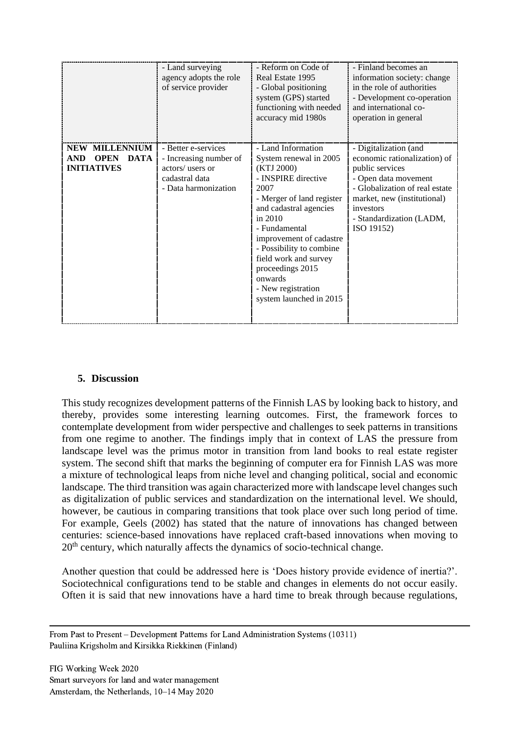| | | | |
|---|---|---|---|
| | - Land surveying agency adopts the role of service provider | - Reform on Code of Real Estate 1995<br>- Global positioning system (GPS) started functioning with needed accuracy mid 1980s | - Finland becomes an information society: change in the role of authorities<br>- Development co-operation and international co-operation in general |
| **NEW MILLENNIUM AND OPEN DATA INITIATIVES** | - Better e-services<br>- Increasing number of actors/ users or cadastral data<br>- Data harmonization | - Land Information System renewal in 2005 (KTJ 2000)<br>- INSPIRE directive 2007<br>- Merger of land register and cadastral agencies in 2010<br>- Fundamental improvement of cadastre<br>- Possibility to combine field work and survey proceedings 2015 onwards<br>- New registration system launched in 2015 | - Digitalization (and economic rationalization) of public services<br>- Open data movement<br>- Globalization of real estate market, new (institutional) investors<br>- Standardization (LADM, ISO 19152) |

## 5. Discussion

This study recognizes development patterns of the Finnish LAS by looking back to history, and thereby, provides some interesting learning outcomes. First, the framework forces to contemplate development from wider perspective and challenges to seek patterns in transitions from one regime to another. The findings imply that in context of LAS the pressure from landscape level was the primus motor in transition from land books to real estate register system. The second shift that marks the beginning of computer era for Finnish LAS was more a mixture of technological leaps from niche level and changing political, social and economic landscape. The third transition was again characterized more with landscape level changes such as digitalization of public services and standardization on the international level. We should, however, be cautious in comparing transitions that took place over such long period of time. For example, Geels (2002) has stated that the nature of innovations has changed between centuries: science-based innovations have replaced craft-based innovations when moving to 20th century, which naturally affects the dynamics of socio-technical change.

Another question that could be addressed here is 'Does history provide evidence of inertia?'. Sociotechnical configurations tend to be stable and changes in elements do not occur easily. Often it is said that new innovations have a hard time to break through because regulations,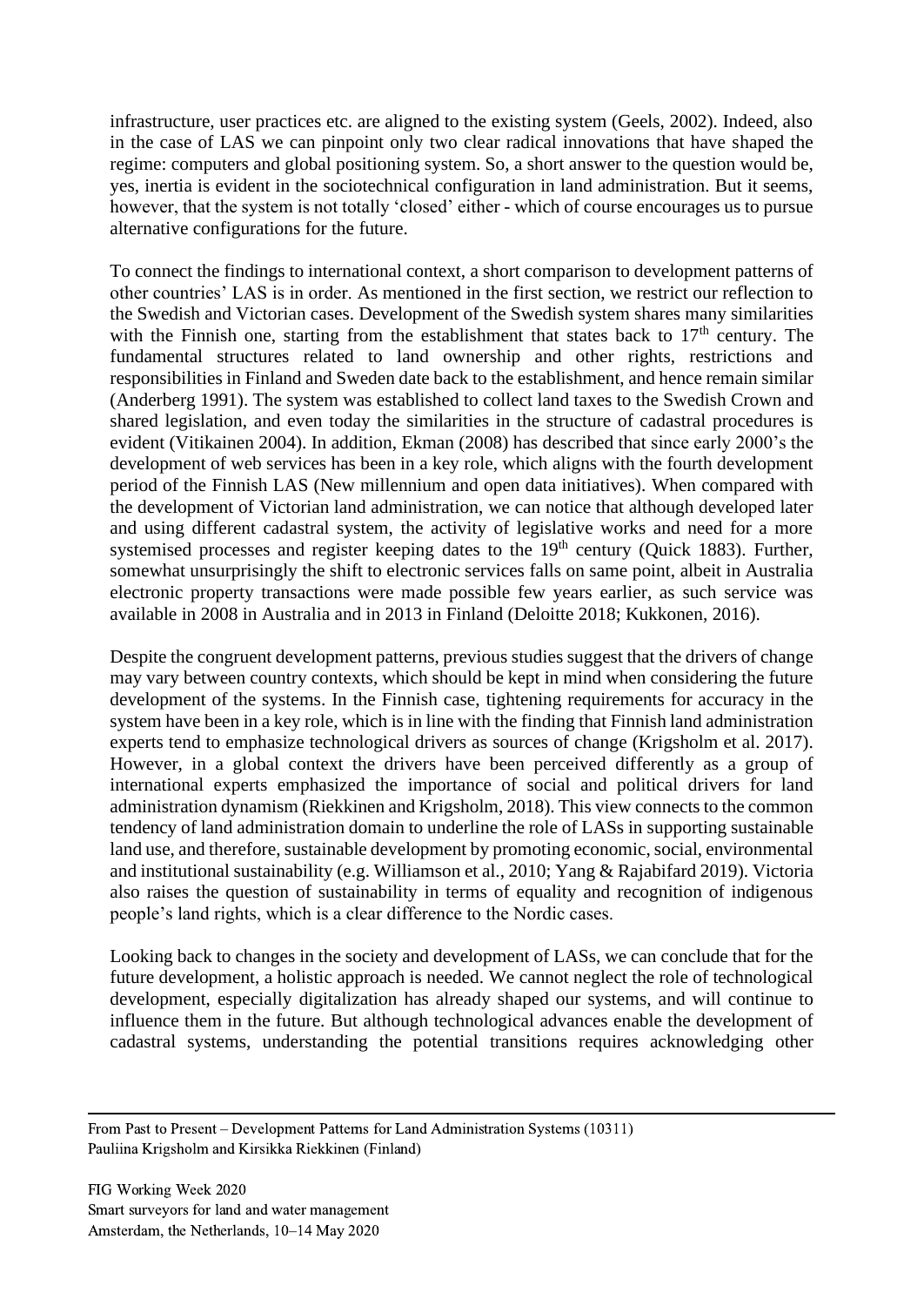infrastructure, user practices etc. are aligned to the existing system (Geels, 2002). Indeed, also in the case of LAS we can pinpoint only two clear radical innovations that have shaped the regime: computers and global positioning system. So, a short answer to the question would be, yes, inertia is evident in the sociotechnical configuration in land administration. But it seems, however, that the system is not totally 'closed' either - which of course encourages us to pursue alternative configurations for the future.

To connect the findings to international context, a short comparison to development patterns of other countries' LAS is in order. As mentioned in the first section, we restrict our reflection to the Swedish and Victorian cases. Development of the Swedish system shares many similarities with the Finnish one, starting from the establishment that states back to 17[th] century. The fundamental structures related to land ownership and other rights, restrictions and responsibilities in Finland and Sweden date back to the establishment, and hence remain similar (Anderberg 1991). The system was established to collect land taxes to the Swedish Crown and shared legislation, and even today the similarities in the structure of cadastral procedures is evident (Vitikainen 2004). In addition, Ekman (2008) has described that since early 2000's the development of web services has been in a key role, which aligns with the fourth development period of the Finnish LAS (New millennium and open data initiatives). When compared with the development of Victorian land administration, we can notice that although developed later and using different cadastral system, the activity of legislative works and need for a more systemised processes and register keeping dates to the 19[th] century (Quick 1883). Further, somewhat unsurprisingly the shift to electronic services falls on same point, albeit in Australia electronic property transactions were made possible few years earlier, as such service was available in 2008 in Australia and in 2013 in Finland (Deloitte 2018; Kukkonen, 2016).

Despite the congruent development patterns, previous studies suggest that the drivers of change may vary between country contexts, which should be kept in mind when considering the future development of the systems. In the Finnish case, tightening requirements for accuracy in the system have been in a key role, which is in line with the finding that Finnish land administration experts tend to emphasize technological drivers as sources of change (Krigsholm et al. 2017). However, in a global context the drivers have been perceived differently as a group of international experts emphasized the importance of social and political drivers for land administration dynamism (Riekkinen and Krigsholm, 2018). This view connects to the common tendency of land administration domain to underline the role of LASs in supporting sustainable land use, and therefore, sustainable development by promoting economic, social, environmental and institutional sustainability (e.g. Williamson et al., 2010; Yang & Rajabifard 2019). Victoria also raises the question of sustainability in terms of equality and recognition of indigenous people's land rights, which is a clear difference to the Nordic cases.

Looking back to changes in the society and development of LASs, we can conclude that for the future development, a holistic approach is needed. We cannot neglect the role of technological development, especially digitalization has already shaped our systems, and will continue to influence them in the future. But although technological advances enable the development of cadastral systems, understanding the potential transitions requires acknowledging other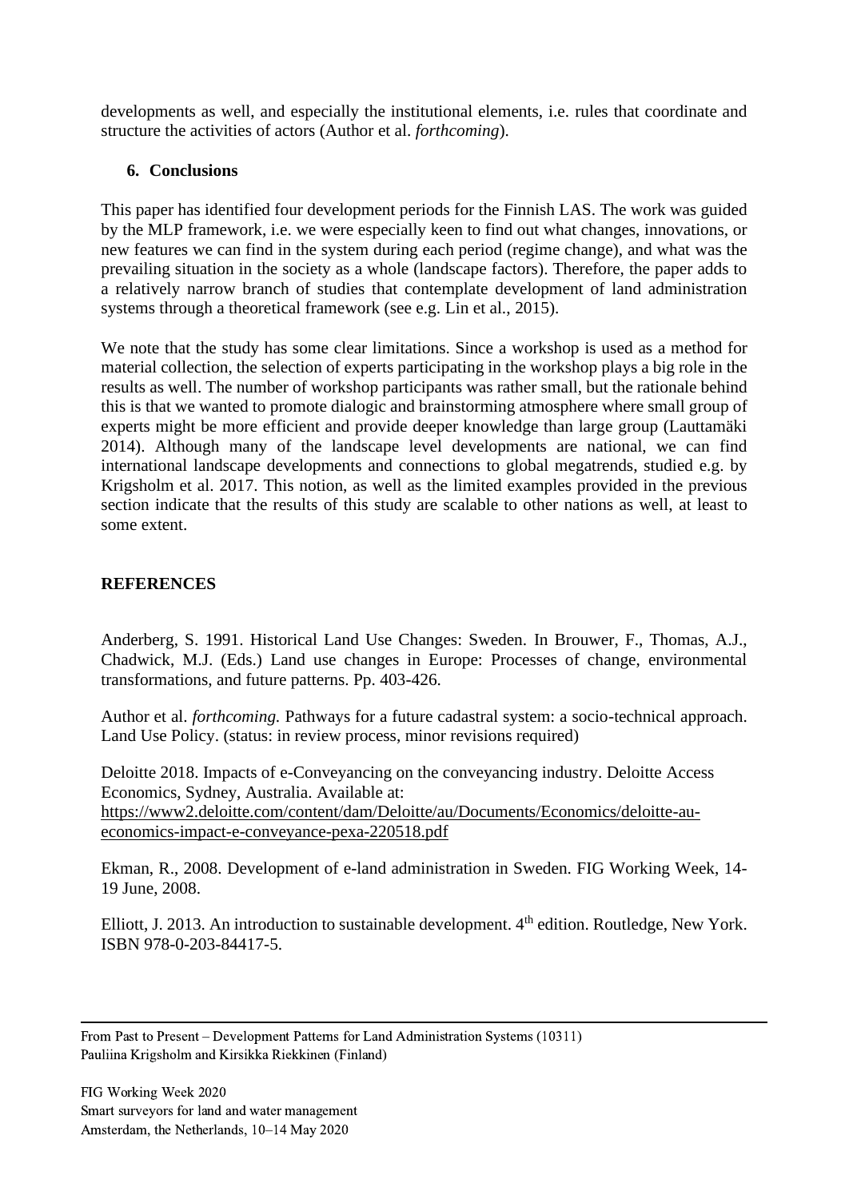developments as well, and especially the institutional elements, i.e. rules that coordinate and structure the activities of actors (Author et al. *forthcoming*).

## 6. Conclusions

This paper has identified four development periods for the Finnish LAS. The work was guided by the MLP framework, i.e. we were especially keen to find out what changes, innovations, or new features we can find in the system during each period (regime change), and what was the prevailing situation in the society as a whole (landscape factors). Therefore, the paper adds to a relatively narrow branch of studies that contemplate development of land administration systems through a theoretical framework (see e.g. Lin et al., 2015).

We note that the study has some clear limitations. Since a workshop is used as a method for material collection, the selection of experts participating in the workshop plays a big role in the results as well. The number of workshop participants was rather small, but the rationale behind this is that we wanted to promote dialogic and brainstorming atmosphere where small group of experts might be more efficient and provide deeper knowledge than large group (Lauttamäki 2014). Although many of the landscape level developments are national, we can find international landscape developments and connections to global megatrends, studied e.g. by Krigsholm et al. 2017. This notion, as well as the limited examples provided in the previous section indicate that the results of this study are scalable to other nations as well, at least to some extent.

## REFERENCES

Anderberg, S. 1991. Historical Land Use Changes: Sweden. In Brouwer, F., Thomas, A.J., Chadwick, M.J. (Eds.) Land use changes in Europe: Processes of change, environmental transformations, and future patterns. Pp. 403-426.

Author et al. *forthcoming.* Pathways for a future cadastral system: a socio-technical approach. Land Use Policy. (status: in review process, minor revisions required)

Deloitte 2018. Impacts of e-Conveyancing on the conveyancing industry. Deloitte Access Economics, Sydney, Australia. Available at: https://www2.deloitte.com/content/dam/Deloitte/au/Documents/Economics/deloitte-au-economics-impact-e-conveyance-pexa-220518.pdf

Ekman, R., 2008. Development of e-land administration in Sweden. FIG Working Week, 14-19 June, 2008.

Elliott, J. 2013. An introduction to sustainable development. 4th edition. Routledge, New York. ISBN 978-0-203-84417-5.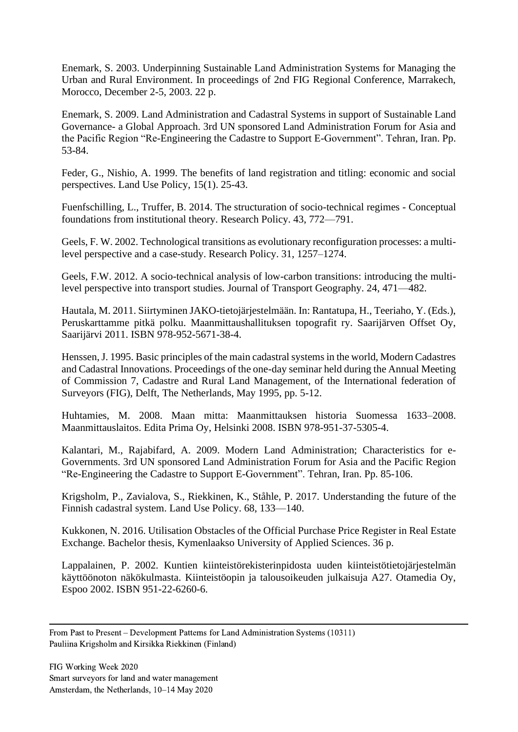Enemark, S. 2003. Underpinning Sustainable Land Administration Systems for Managing the Urban and Rural Environment. In proceedings of 2nd FIG Regional Conference, Marrakech, Morocco, December 2-5, 2003. 22 p.

Enemark, S. 2009. Land Administration and Cadastral Systems in support of Sustainable Land Governance- a Global Approach. 3rd UN sponsored Land Administration Forum for Asia and the Pacific Region "Re-Engineering the Cadastre to Support E-Government". Tehran, Iran. Pp. 53-84.

Feder, G., Nishio, A. 1999. The benefits of land registration and titling: economic and social perspectives. Land Use Policy, 15(1). 25-43.

Fuenfschilling, L., Truffer, B. 2014. The structuration of socio-technical regimes - Conceptual foundations from institutional theory. Research Policy. 43, 772—791.

Geels, F. W. 2002. Technological transitions as evolutionary reconfiguration processes: a multi-level perspective and a case-study. Research Policy. 31, 1257–1274.

Geels, F.W. 2012. A socio-technical analysis of low-carbon transitions: introducing the multi-level perspective into transport studies. Journal of Transport Geography. 24, 471—482.

Hautala, M. 2011. Siirtyminen JAKO-tietojärjestelmään. In: Rantatupa, H., Teeriaho, Y. (Eds.), Peruskarttamme pitkä polku. Maanmittaushallituksen topografit ry. Saarijärven Offset Oy, Saarijärvi 2011. ISBN 978-952-5671-38-4.

Henssen, J. 1995. Basic principles of the main cadastral systems in the world, Modern Cadastres and Cadastral Innovations. Proceedings of the one-day seminar held during the Annual Meeting of Commission 7, Cadastre and Rural Land Management, of the International federation of Surveyors (FIG), Delft, The Netherlands, May 1995, pp. 5-12.

Huhtamies, M. 2008. Maan mitta: Maanmittauksen historia Suomessa 1633–2008. Maanmittauslaitos. Edita Prima Oy, Helsinki 2008. ISBN 978-951-37-5305-4.

Kalantari, M., Rajabifard, A. 2009. Modern Land Administration; Characteristics for e-Governments. 3rd UN sponsored Land Administration Forum for Asia and the Pacific Region "Re-Engineering the Cadastre to Support E-Government". Tehran, Iran. Pp. 85-106.

Krigsholm, P., Zavialova, S., Riekkinen, K., Ståhle, P. 2017. Understanding the future of the Finnish cadastral system. Land Use Policy. 68, 133—140.

Kukkonen, N. 2016. Utilisation Obstacles of the Official Purchase Price Register in Real Estate Exchange. Bachelor thesis, Kymenlaakso University of Applied Sciences. 36 p.

Lappalainen, P. 2002. Kuntien kiinteistörekisterinpidosta uuden kiinteistötietojärjestelmän käyttöönoton näkökulmasta. Kiinteistöopin ja talousoikeuden julkaisuja A27. Otamedia Oy, Espoo 2002. ISBN 951-22-6260-6.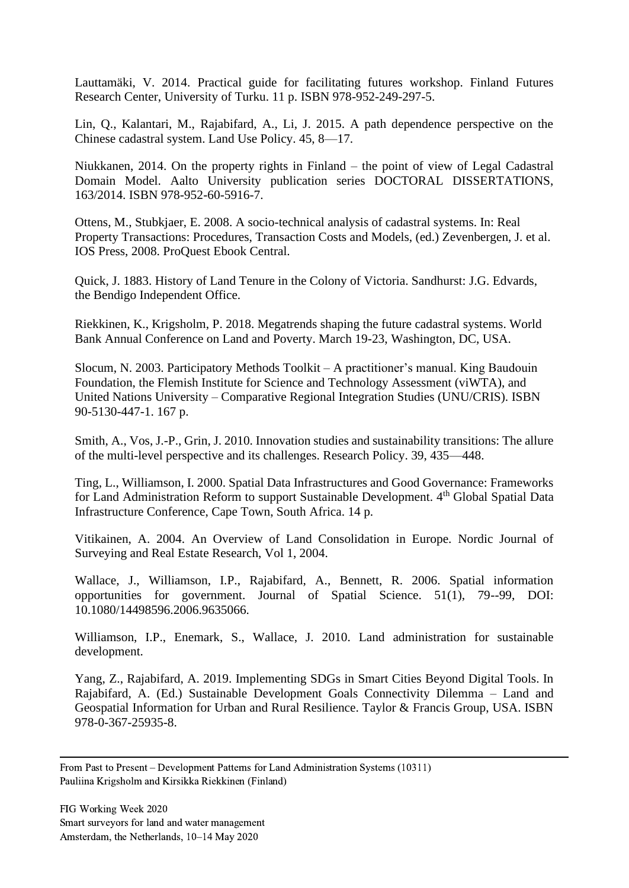Lauttamäki, V. 2014. Practical guide for facilitating futures workshop. Finland Futures Research Center, University of Turku. 11 p. ISBN 978-952-249-297-5.

Lin, Q., Kalantari, M., Rajabifard, A., Li, J. 2015. A path dependence perspective on the Chinese cadastral system. Land Use Policy. 45, 8—17.

Niukkanen, 2014. On the property rights in Finland – the point of view of Legal Cadastral Domain Model. Aalto University publication series DOCTORAL DISSERTATIONS, 163/2014. ISBN 978-952-60-5916-7.

Ottens, M., Stubkjaer, E. 2008. A socio-technical analysis of cadastral systems. In: Real Property Transactions: Procedures, Transaction Costs and Models, (ed.) Zevenbergen, J. et al. IOS Press, 2008. ProQuest Ebook Central.

Quick, J. 1883. History of Land Tenure in the Colony of Victoria. Sandhurst: J.G. Edvards, the Bendigo Independent Office.

Riekkinen, K., Krigsholm, P. 2018. Megatrends shaping the future cadastral systems. World Bank Annual Conference on Land and Poverty. March 19-23, Washington, DC, USA.

Slocum, N. 2003. Participatory Methods Toolkit – A practitioner's manual. King Baudouin Foundation, the Flemish Institute for Science and Technology Assessment (viWTA), and United Nations University – Comparative Regional Integration Studies (UNU/CRIS). ISBN 90-5130-447-1. 167 p.

Smith, A., Vos, J.-P., Grin, J. 2010. Innovation studies and sustainability transitions: The allure of the multi-level perspective and its challenges. Research Policy. 39, 435—448.

Ting, L., Williamson, I. 2000. Spatial Data Infrastructures and Good Governance: Frameworks for Land Administration Reform to support Sustainable Development. 4th Global Spatial Data Infrastructure Conference, Cape Town, South Africa. 14 p.

Vitikainen, A. 2004. An Overview of Land Consolidation in Europe. Nordic Journal of Surveying and Real Estate Research, Vol 1, 2004.

Wallace, J., Williamson, I.P., Rajabifard, A., Bennett, R. 2006. Spatial information opportunities for government. Journal of Spatial Science. 51(1), 79--99, DOI: 10.1080/14498596.2006.9635066.

Williamson, I.P., Enemark, S., Wallace, J. 2010. Land administration for sustainable development.

Yang, Z., Rajabifard, A. 2019. Implementing SDGs in Smart Cities Beyond Digital Tools. In Rajabifard, A. (Ed.) Sustainable Development Goals Connectivity Dilemma – Land and Geospatial Information for Urban and Rural Resilience. Taylor & Francis Group, USA. ISBN 978-0-367-25935-8.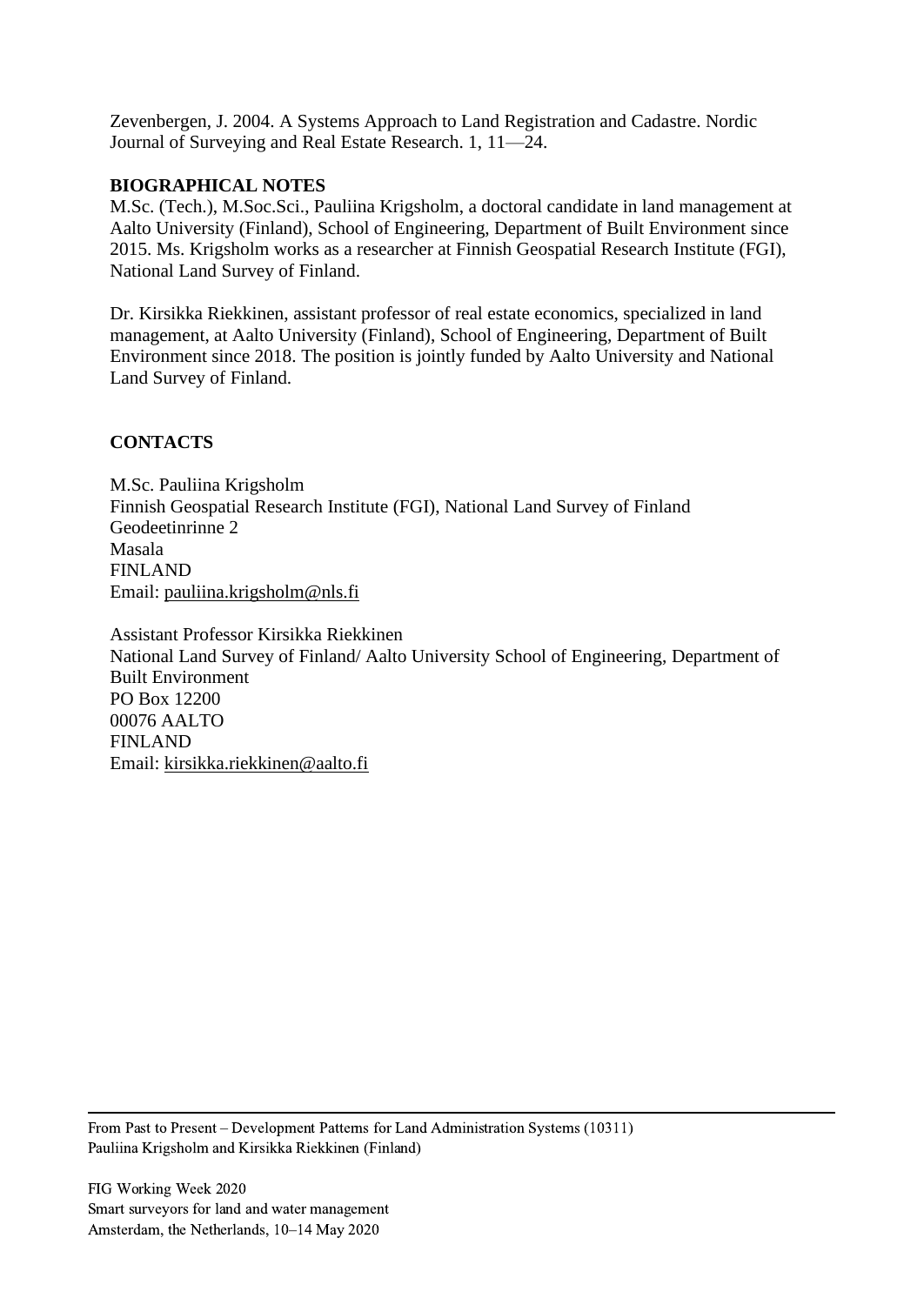Zevenbergen, J. 2004. A Systems Approach to Land Registration and Cadastre. Nordic Journal of Surveying and Real Estate Research. 1, 11—24.

**BIOGRAPHICAL NOTES**

M.Sc. (Tech.), M.Soc.Sci., Pauliina Krigsholm, a doctoral candidate in land management at Aalto University (Finland), School of Engineering, Department of Built Environment since 2015. Ms. Krigsholm works as a researcher at Finnish Geospatial Research Institute (FGI), National Land Survey of Finland.

Dr. Kirsikka Riekkinen, assistant professor of real estate economics, specialized in land management, at Aalto University (Finland), School of Engineering, Department of Built Environment since 2018. The position is jointly funded by Aalto University and National Land Survey of Finland.

**CONTACTS**

M.Sc. Pauliina Krigsholm
Finnish Geospatial Research Institute (FGI), National Land Survey of Finland
Geodeetinrinne 2
Masala
FINLAND
Email: pauliina.krigsholm@nls.fi

Assistant Professor Kirsikka Riekkinen
National Land Survey of Finland/ Aalto University School of Engineering, Department of Built Environment
PO Box 12200
00076 AALTO
FINLAND
Email: kirsikka.riekkinen@aalto.fi